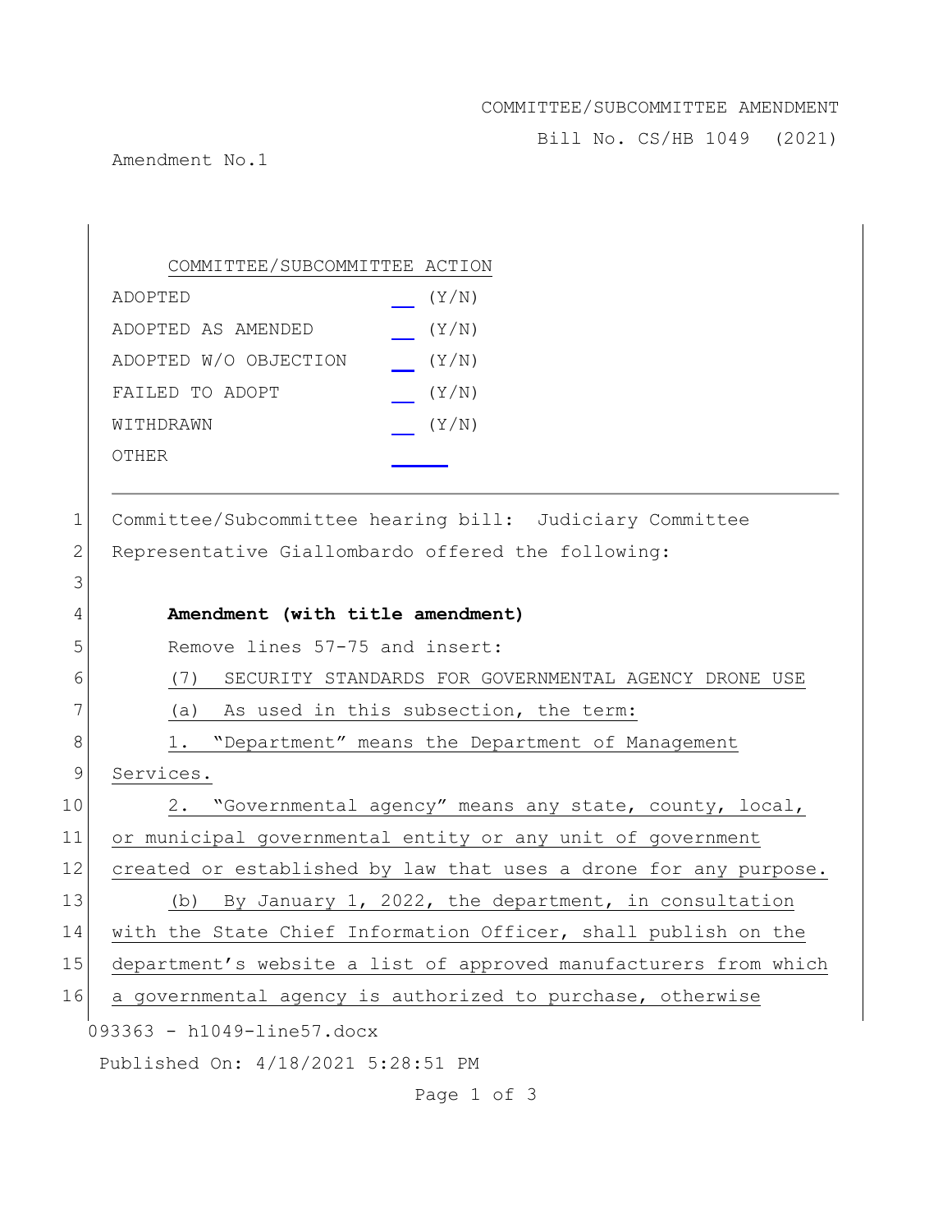COMMITTEE/SUBCOMMITTEE AMENDMENT

Bill No. CS/HB 1049 (2021)

Amendment No.1

COMMITTEE/SUBCOMMITTEE ACTION

| | |
|---|---|
| ADOPTED | __ (Y/N) |
| ADOPTED AS AMENDED | __ (Y/N) |
| ADOPTED W/O OBJECTION | __ (Y/N) |
| FAILED TO ADOPT | __ (Y/N) |
| WITHDRAWN | __ (Y/N) |
| OTHER | ____ |

---

1 Committee/Subcommittee hearing bill: Judiciary Committee
2 Representative Giallombardo offered the following:
3
4 **Amendment (with title amendment)**
5 Remove lines 57-75 and insert:
6 (7) SECURITY STANDARDS FOR GOVERNMENTAL AGENCY DRONE USE
7 (a) As used in this subsection, the term:
8 1. "Department" means the Department of Management
9 Services.
10 2. "Governmental agency" means any state, county, local,
11 or municipal governmental entity or any unit of government
12 created or established by law that uses a drone for any purpose.
13 (b) By January 1, 2022, the department, in consultation
14 with the State Chief Information Officer, shall publish on the
15 department's website a list of approved manufacturers from which
16 a governmental agency is authorized to purchase, otherwise

093363 - h1049-line57.docx

Published On: 4/18/2021 5:28:51 PM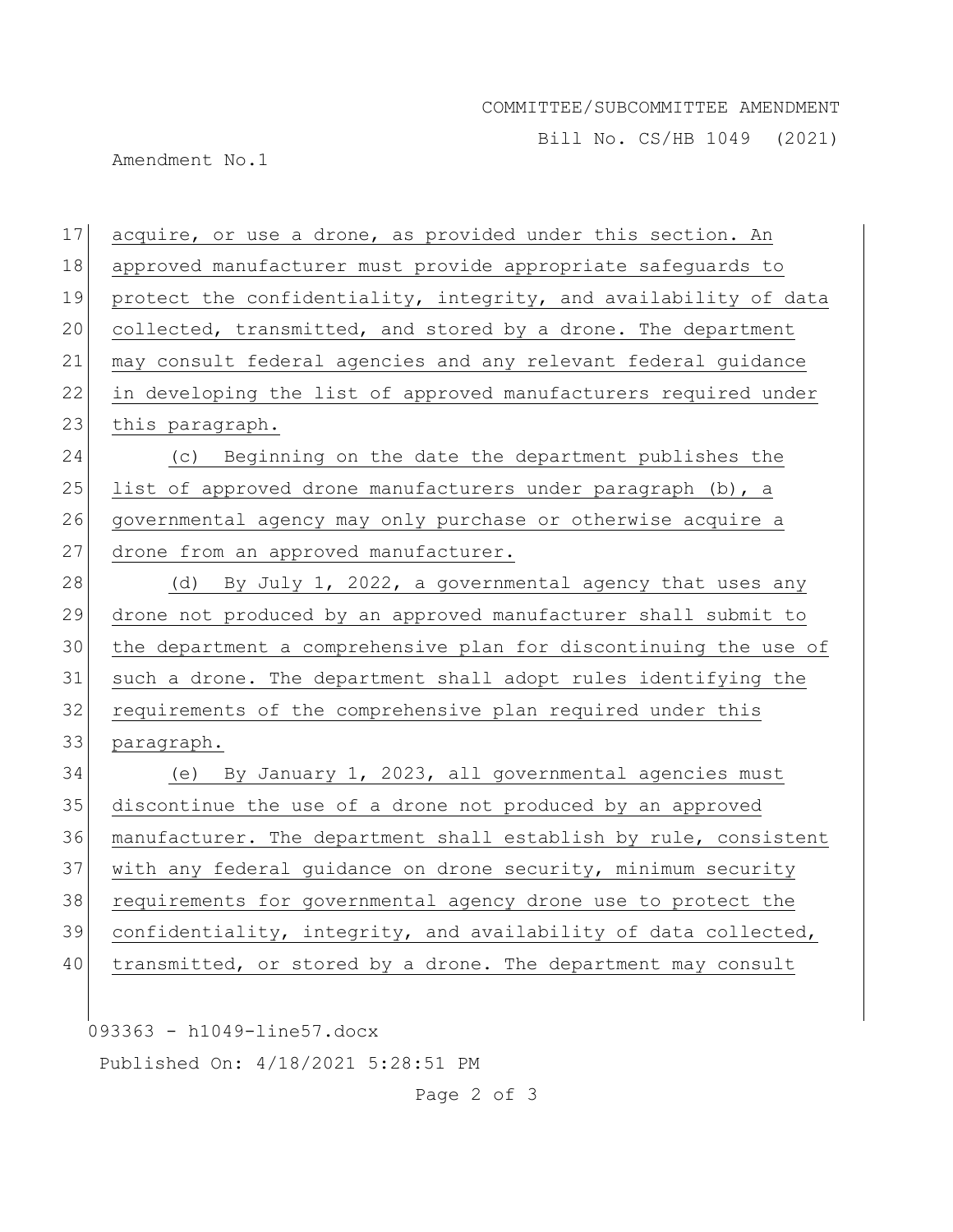acquire, or use a drone, as provided under this section. An approved manufacturer must provide appropriate safeguards to protect the confidentiality, integrity, and availability of data collected, transmitted, and stored by a drone. The department may consult federal agencies and any relevant federal guidance in developing the list of approved manufacturers required under this paragraph.

(c) Beginning on the date the department publishes the list of approved drone manufacturers under paragraph (b), a governmental agency may only purchase or otherwise acquire a drone from an approved manufacturer.

(d) By July 1, 2022, a governmental agency that uses any drone not produced by an approved manufacturer shall submit to the department a comprehensive plan for discontinuing the use of such a drone. The department shall adopt rules identifying the requirements of the comprehensive plan required under this paragraph.

(e) By January 1, 2023, all governmental agencies must discontinue the use of a drone not produced by an approved manufacturer. The department shall establish by rule, consistent with any federal guidance on drone security, minimum security requirements for governmental agency drone use to protect the confidentiality, integrity, and availability of data collected, transmitted, or stored by a drone. The department may consult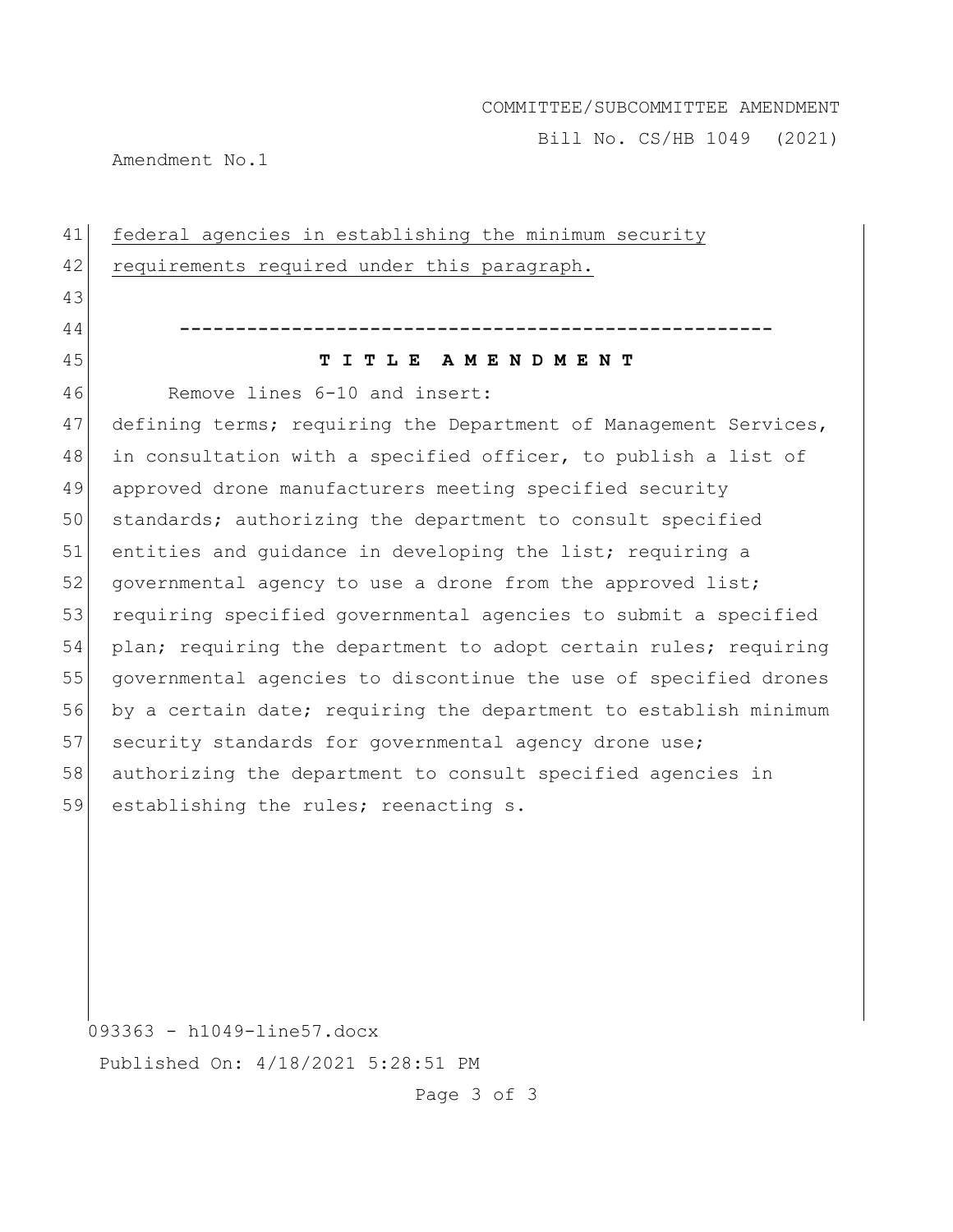federal agencies in establishing the minimum security requirements required under this paragraph.

-----------------------------------------------------

**T I T L E A M E N D M E N T**

Remove lines 6-10 and insert:

defining terms; requiring the Department of Management Services, in consultation with a specified officer, to publish a list of approved drone manufacturers meeting specified security standards; authorizing the department to consult specified entities and guidance in developing the list; requiring a governmental agency to use a drone from the approved list; requiring specified governmental agencies to submit a specified plan; requiring the department to adopt certain rules; requiring governmental agencies to discontinue the use of specified drones by a certain date; requiring the department to establish minimum security standards for governmental agency drone use; authorizing the department to consult specified agencies in establishing the rules; reenacting s.